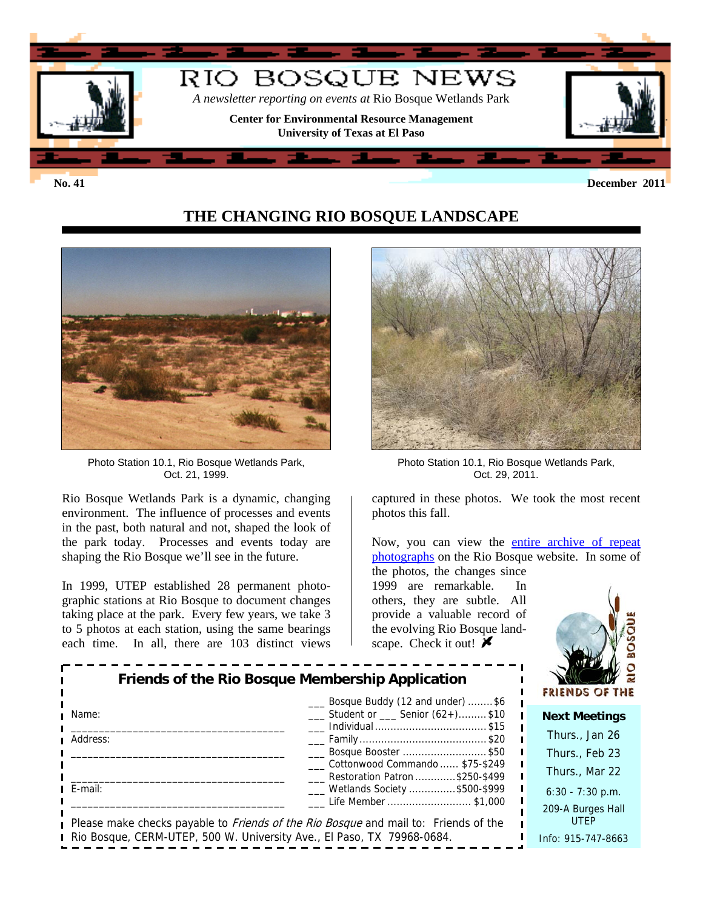# RIO BOSQUE NEWS

*A newsletter reporting on events at* Rio Bosque Wetlands Park

**Center for Environmental Resource Management**
**University of Texas at El Paso**

**No. 41** **December 2011**

## THE CHANGING RIO BOSQUE LANDSCAPE

Photo Station 10.1, Rio Bosque Wetlands Park, Oct. 21, 1999.

Photo Station 10.1, Rio Bosque Wetlands Park, Oct. 29, 2011.

Rio Bosque Wetlands Park is a dynamic, changing environment. The influence of processes and events in the past, both natural and not, shaped the look of the park today. Processes and events today are shaping the Rio Bosque we'll see in the future.

In 1999, UTEP established 28 permanent photographic stations at Rio Bosque to document changes taking place at the park. Every few years, we take 3 to 5 photos at each station, using the same bearings each time. In all, there are 103 distinct views captured in these photos. We took the most recent photos this fall.

Now, you can view the entire archive of repeat photographs on the Rio Bosque website. In some of the photos, the changes since 1999 are remarkable. In others, they are subtle. All provide a valuable record of the evolving Rio Bosque landscape. Check it out!

### Friends of the Rio Bosque Membership Application

Name: ______________________________________

Address: ______________________________________

______________________________________

E-mail: ______________________________________

- ___ Bosque Buddy (12 and under) ........$6
- ___ Student or ___ Senior (62+).........$10
- ___ Individual ..................................$15
- ___ Family ........................................$20
- ___ Bosque Booster ...........................$50
- ___ Cottonwood Commando ...... $75-$249
- ___ Restoration Patron ............$250-$499
- ___ Wetlands Society ..............$500-$999
- ___ Life Member ........................... $1,000

Please make checks payable to *Friends of the Rio Bosque* and mail to: Friends of the Rio Bosque, CERM-UTEP, 500 W. University Ave., El Paso, TX 79968-0684.

FRIENDS OF THE RIO BOSQUE

**Next Meetings**

Thurs., Jan 26
Thurs., Feb 23
Thurs., Mar 22

6:30 - 7:30 p.m.

209-A Burges Hall
UTEP

Info: 915-747-8663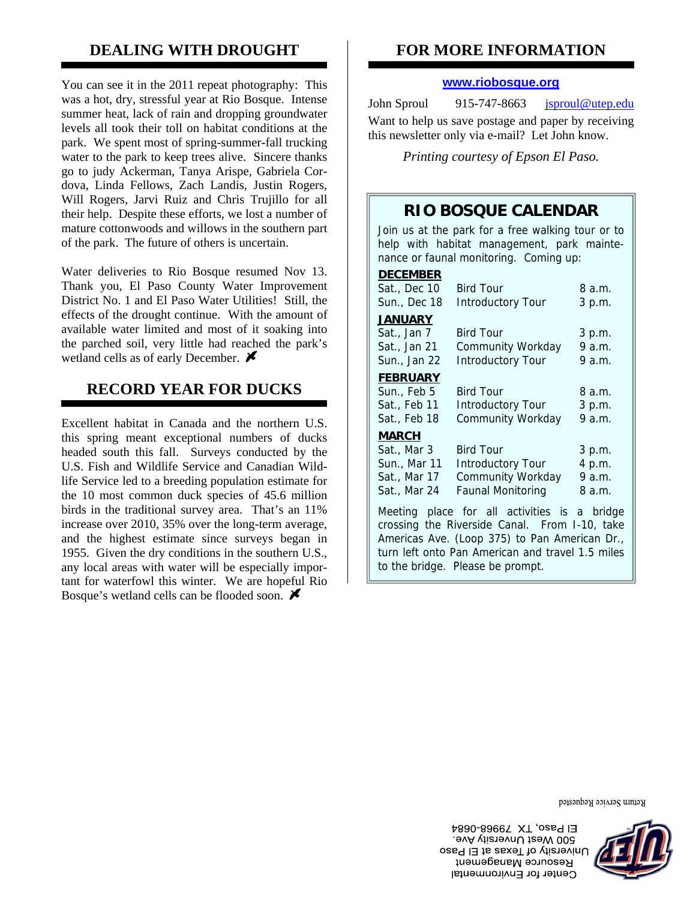## DEALING WITH DROUGHT

You can see it in the 2011 repeat photography: This was a hot, dry, stressful year at Rio Bosque. Intense summer heat, lack of rain and dropping groundwater levels all took their toll on habitat conditions at the park. We spent most of spring-summer-fall trucking water to the park to keep trees alive. Sincere thanks go to judy Ackerman, Tanya Arispe, Gabriela Cordova, Linda Fellows, Zach Landis, Justin Rogers, Will Rogers, Jarvi Ruiz and Chris Trujillo for all their help. Despite these efforts, we lost a number of mature cottonwoods and willows in the southern part of the park. The future of others is uncertain.

Water deliveries to Rio Bosque resumed Nov 13. Thank you, El Paso County Water Improvement District No. 1 and El Paso Water Utilities! Still, the effects of the drought continue. With the amount of available water limited and most of it soaking into the parched soil, very little had reached the park's wetland cells as of early December.

## RECORD YEAR FOR DUCKS

Excellent habitat in Canada and the northern U.S. this spring meant exceptional numbers of ducks headed south this fall. Surveys conducted by the U.S. Fish and Wildlife Service and Canadian Wildlife Service led to a breeding population estimate for the 10 most common duck species of 45.6 million birds in the traditional survey area. That's an 11% increase over 2010, 35% over the long-term average, and the highest estimate since surveys began in 1955. Given the dry conditions in the southern U.S., any local areas with water will be especially important for waterfowl this winter. We are hopeful Rio Bosque's wetland cells can be flooded soon.

## FOR MORE INFORMATION

**www.riobosque.org**

John Sproul 915-747-8663 jsproul@utep.edu

Want to help us save postage and paper by receiving this newsletter only via e-mail? Let John know.

*Printing courtesy of Epson El Paso.*

## RIO BOSQUE CALENDAR

Join us at the park for a free walking tour or to help with habitat management, park maintenance or faunal monitoring. Coming up:

**DECEMBER**

| | | |
|---|---|---|
| Sat., Dec 10 | Bird Tour | 8 a.m. |
| Sun., Dec 18 | Introductory Tour | 3 p.m. |

**JANUARY**

| | | |
|---|---|---|
| Sat., Jan 7 | Bird Tour | 3 p.m. |
| Sat., Jan 21 | Community Workday | 9 a.m. |
| Sun., Jan 22 | Introductory Tour | 9 a.m. |

**FEBRUARY**

| | | |
|---|---|---|
| Sun., Feb 5 | Bird Tour | 8 a.m. |
| Sat., Feb 11 | Introductory Tour | 3 p.m. |
| Sat., Feb 18 | Community Workday | 9 a.m. |

**MARCH**

| | | |
|---|---|---|
| Sat., Mar 3 | Bird Tour | 3 p.m. |
| Sun., Mar 11 | Introductory Tour | 4 p.m. |
| Sat., Mar 17 | Community Workday | 9 a.m. |
| Sat., Mar 24 | Faunal Monitoring | 8 a.m. |

Meeting place for all activities is a bridge crossing the Riverside Canal. From I-10, take Americas Ave. (Loop 375) to Pan American Dr., turn left onto Pan American and travel 1.5 miles to the bridge. Please be prompt.

Center for Environmental Resource Management
University of Texas at El Paso
500 West University Ave.
El Paso, TX 79968-0684

Return Service Requested